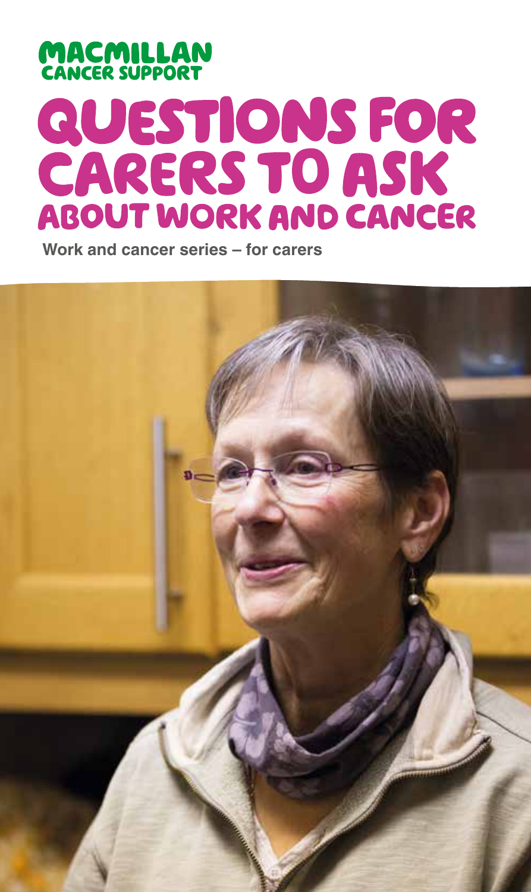MACMILLAN CANCER SUPPORT

# QUESTIONS FOR CARERS TO ASK ABOUT WORK AND CANCER

**Work and cancer series – for carers**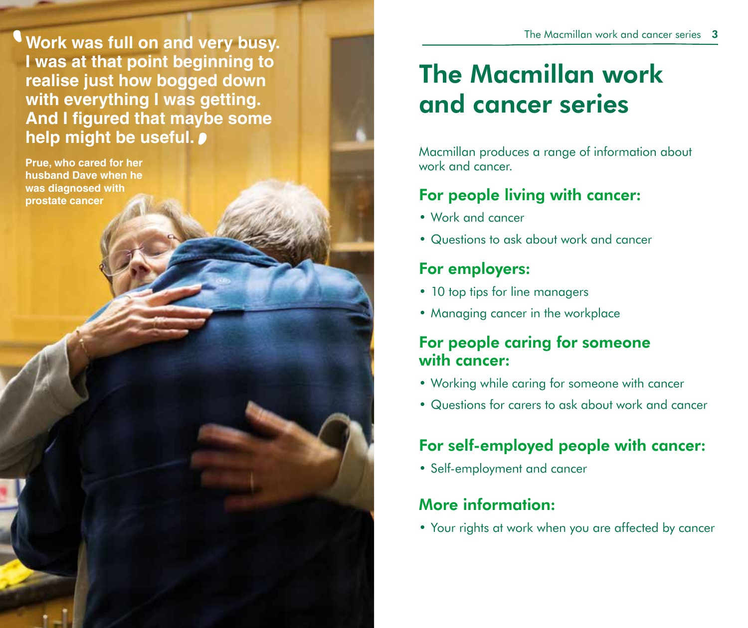> Work was full on and very busy. I was at that point beginning to realise just how bogged down with everything I was getting. And I figured that maybe some help might be useful.

**Prue, who cared for her husband Dave when he was diagnosed with prostate cancer**

# The Macmillan work and cancer series

Macmillan produces a range of information about work and cancer.

## For people living with cancer:

- Work and cancer
- Questions to ask about work and cancer

## For employers:

- 10 top tips for line managers
- Managing cancer in the workplace

## For people caring for someone with cancer:

- Working while caring for someone with cancer
- Questions for carers to ask about work and cancer

## For self-employed people with cancer:

- Self-employment and cancer

## More information:

- Your rights at work when you are affected by cancer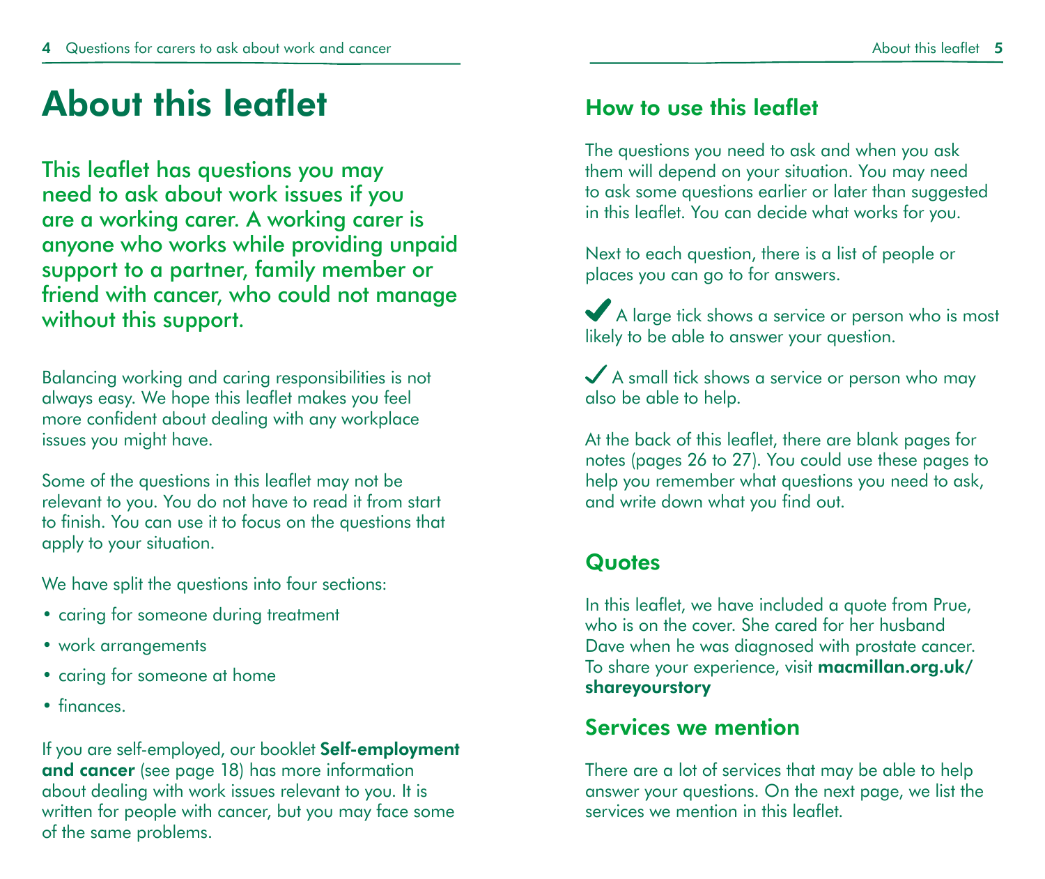# About this leaflet

**This leaflet has questions you may need to ask about work issues if you are a working carer. A working carer is anyone who works while providing unpaid support to a partner, family member or friend with cancer, who could not manage without this support.**

Balancing working and caring responsibilities is not always easy. We hope this leaflet makes you feel more confident about dealing with any workplace issues you might have.

Some of the questions in this leaflet may not be relevant to you. You do not have to read it from start to finish. You can use it to focus on the questions that apply to your situation.

We have split the questions into four sections:

- caring for someone during treatment
- work arrangements
- caring for someone at home
- finances.

If you are self-employed, our booklet **Self-employment and cancer** (see page 18) has more information about dealing with work issues relevant to you. It is written for people with cancer, but you may face some of the same problems.

## How to use this leaflet

The questions you need to ask and when you ask them will depend on your situation. You may need to ask some questions earlier or later than suggested in this leaflet. You can decide what works for you.

Next to each question, there is a list of people or places you can go to for answers.

✔ A large tick shows a service or person who is most likely to be able to answer your question.

✓ A small tick shows a service or person who may also be able to help.

At the back of this leaflet, there are blank pages for notes (pages 26 to 27). You could use these pages to help you remember what questions you need to ask, and write down what you find out.

## Quotes

In this leaflet, we have included a quote from Prue, who is on the cover. She cared for her husband Dave when he was diagnosed with prostate cancer. To share your experience, visit **macmillan.org.uk/shareyourstory**

## Services we mention

There are a lot of services that may be able to help answer your questions. On the next page, we list the services we mention in this leaflet.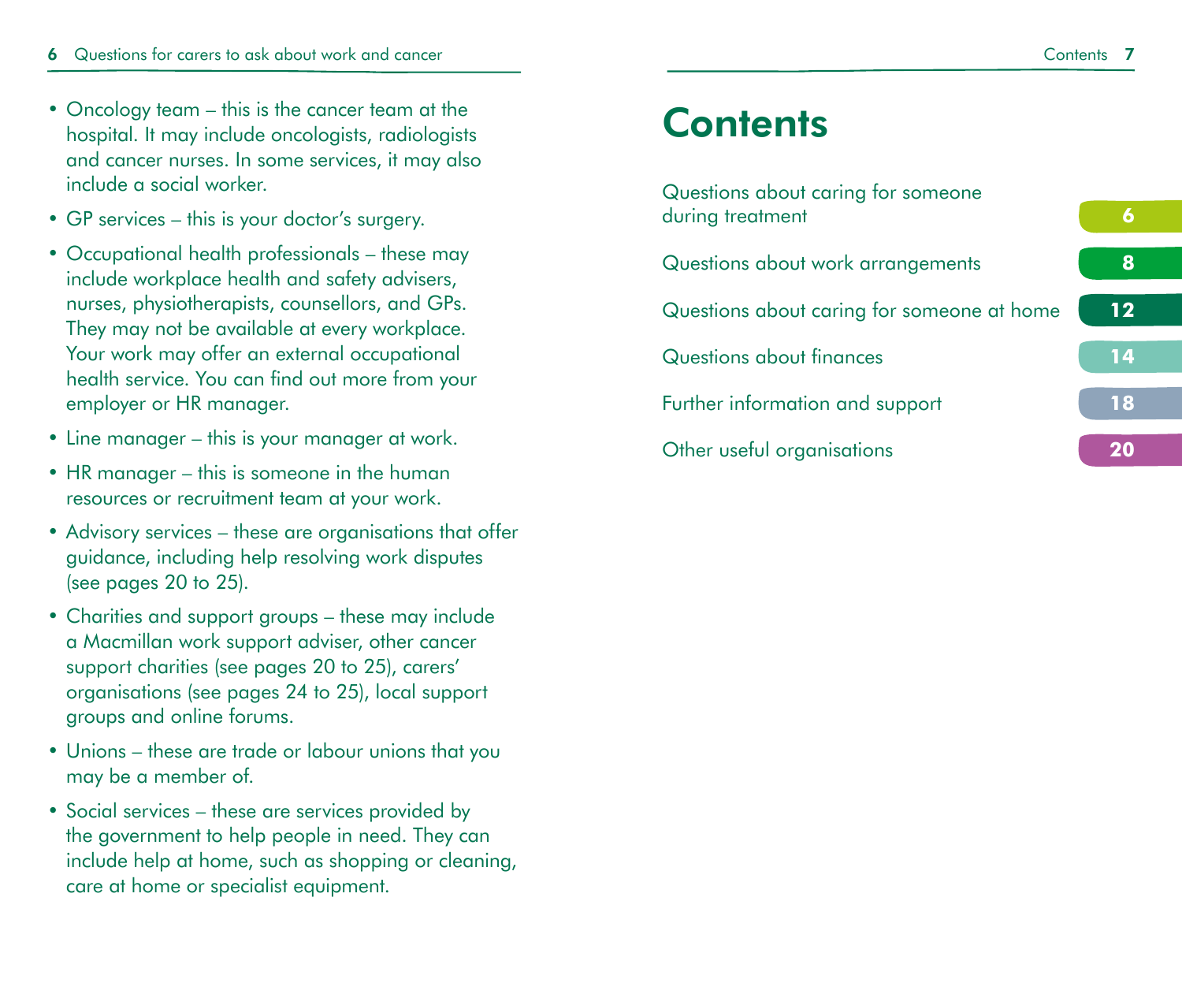- Oncology team – this is the cancer team at the hospital. It may include oncologists, radiologists and cancer nurses. In some services, it may also include a social worker.
- GP services – this is your doctor's surgery.
- Occupational health professionals – these may include workplace health and safety advisers, nurses, physiotherapists, counsellors, and GPs. They may not be available at every workplace. Your work may offer an external occupational health service. You can find out more from your employer or HR manager.
- Line manager – this is your manager at work.
- HR manager – this is someone in the human resources or recruitment team at your work.
- Advisory services – these are organisations that offer guidance, including help resolving work disputes (see pages 20 to 25).
- Charities and support groups – these may include a Macmillan work support adviser, other cancer support charities (see pages 20 to 25), carers' organisations (see pages 24 to 25), local support groups and online forums.
- Unions – these are trade or labour unions that you may be a member of.
- Social services – these are services provided by the government to help people in need. They can include help at home, such as shopping or cleaning, care at home or specialist equipment.

# Contents

| | |
|---|---|
| Questions about caring for someone during treatment | 6 |
| Questions about work arrangements | 8 |
| Questions about caring for someone at home | 12 |
| Questions about finances | 14 |
| Further information and support | 18 |
| Other useful organisations | 20 |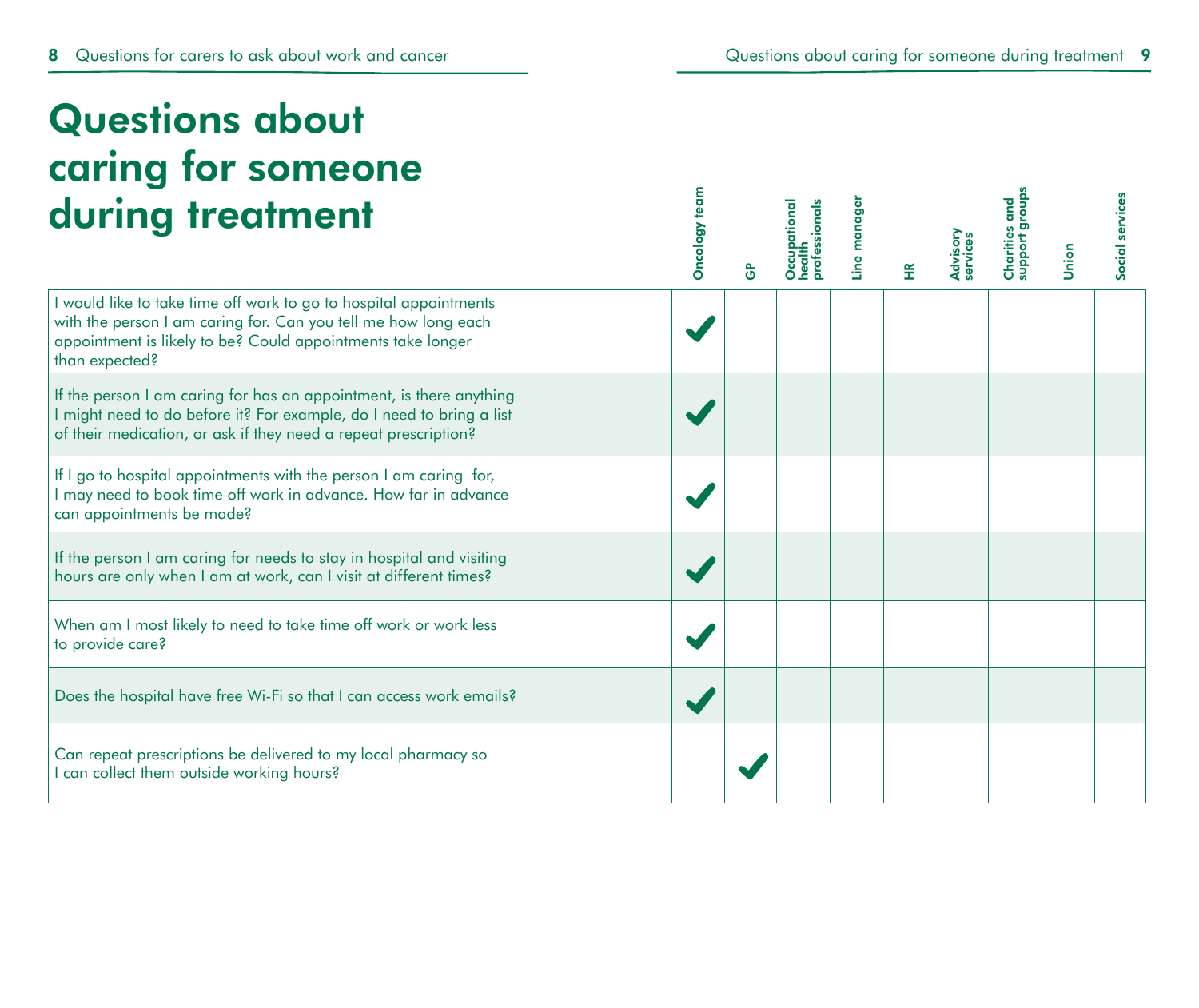# Questions about caring for someone during treatment

| | Oncology team | GP | Occupational health professionals | Line manager | HR | Advisory services | Charities and support groups | Union | Social services |
|---|---|---|---|---|---|---|---|---|---|
| I would like to take time off work to go to hospital appointments with the person I am caring for. Can you tell me how long each appointment is likely to be? Could appointments take longer than expected? | ✔ | | | | | | | | |
| If the person I am caring for has an appointment, is there anything I might need to do before it? For example, do I need to bring a list of their medication, or ask if they need a repeat prescription? | ✔ | | | | | | | | |
| If I go to hospital appointments with the person I am caring for, I may need to book time off work in advance. How far in advance can appointments be made? | ✔ | | | | | | | | |
| If the person I am caring for needs to stay in hospital and visiting hours are only when I am at work, can I visit at different times? | ✔ | | | | | | | | |
| When am I most likely to need to take time off work or work less to provide care? | ✔ | | | | | | | | |
| Does the hospital have free Wi-Fi so that I can access work emails? | ✔ | | | | | | | | |
| Can repeat prescriptions be delivered to my local pharmacy so I can collect them outside working hours? | | ✔ | | | | | | | |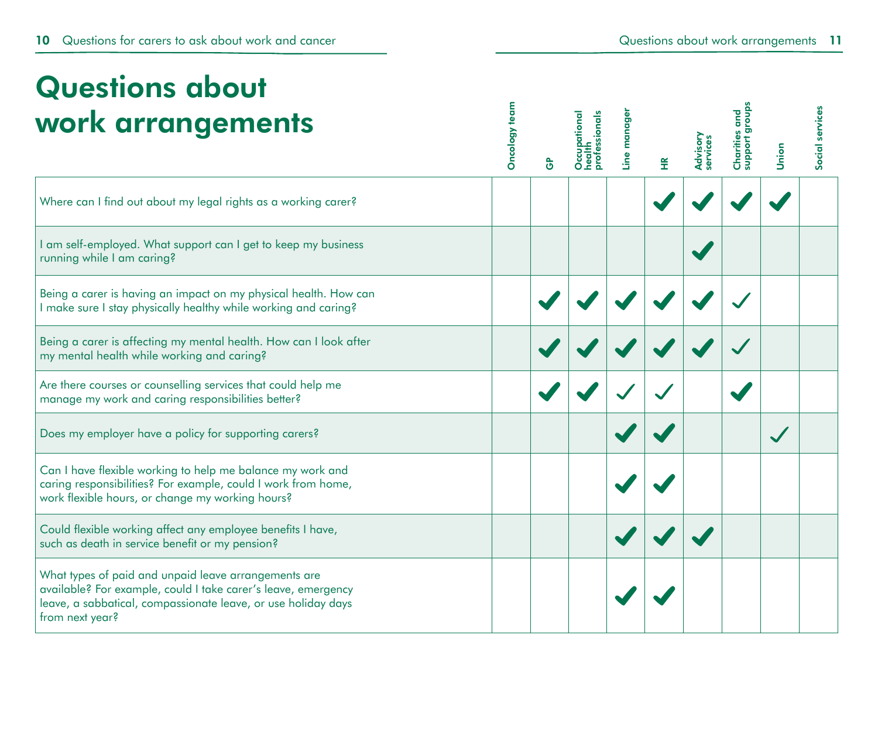# Questions about work arrangements

| | Oncology team | GP | Occupational health professionals | Line manager | HR | Advisory services | Charities and support groups | Union | Social services |
|---|---|---|---|---|---|---|---|---|---|
| Where can I find out about my legal rights as a working carer? | | | | | ✔ | ✔ | ✔ | ✔ | |
| I am self-employed. What support can I get to keep my business running while I am caring? | | | | | | ✔ | | | |
| Being a carer is having an impact on my physical health. How can I make sure I stay physically healthy while working and caring? | | ✔ | ✔ | ✔ | ✔ | ✔ | ✓ | | |
| Being a carer is affecting my mental health. How can I look after my mental health while working and caring? | | ✔ | ✔ | ✔ | ✔ | ✔ | ✓ | | |
| Are there courses or counselling services that could help me manage my work and caring responsibilities better? | | ✔ | ✔ | ✓ | ✓ | | ✔ | | |
| Does my employer have a policy for supporting carers? | | | | ✔ | ✔ | | | ✓ | |
| Can I have flexible working to help me balance my work and caring responsibilities? For example, could I work from home, work flexible hours, or change my working hours? | | | | ✔ | ✔ | | | | |
| Could flexible working affect any employee benefits I have, such as death in service benefit or my pension? | | | | ✔ | ✔ | ✔ | | | |
| What types of paid and unpaid leave arrangements are available? For example, could I take carer's leave, emergency leave, a sabbatical, compassionate leave, or use holiday days from next year? | | | | ✔ | ✔ | | | | |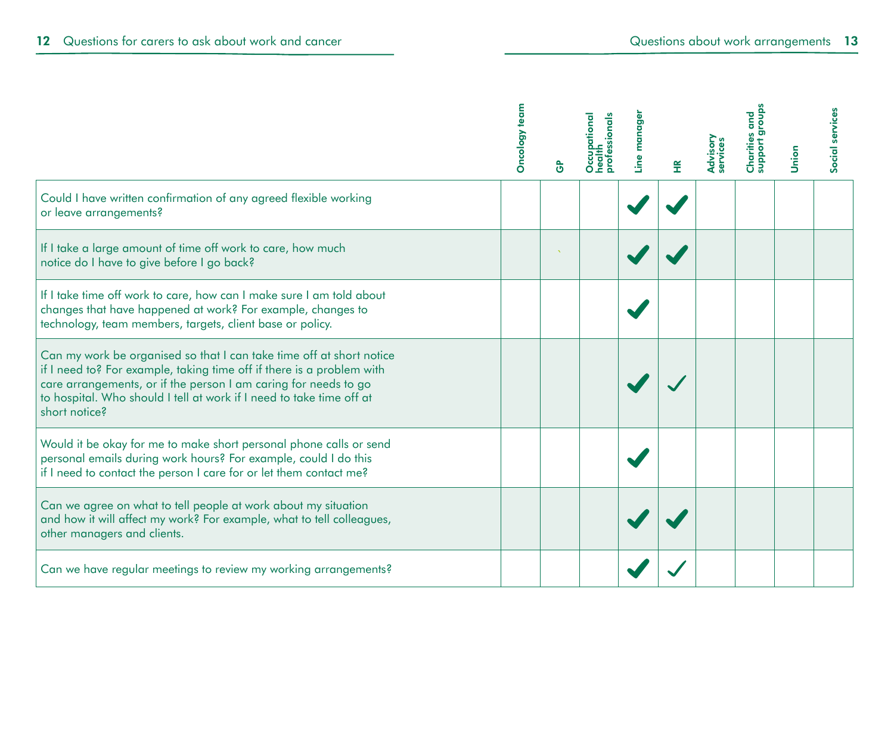| | Oncology team | GP | Occupational health professionals | Line manager | HR | Advisory services | Charities and support groups | Union | Social services |
|---|---|---|---|---|---|---|---|---|---|
| Could I have written confirmation of any agreed flexible working or leave arrangements? | | | | ✔ | ✔ | | | | |
| If I take a large amount of time off work to care, how much notice do I have to give before I go back? | | | | ✔ | ✔ | | | | |
| If I take time off work to care, how can I make sure I am told about changes that have happened at work? For example, changes to technology, team members, targets, client base or policy. | | | | ✔ | | | | | |
| Can my work be organised so that I can take time off at short notice if I need to? For example, taking time off if there is a problem with care arrangements, or if the person I am caring for needs to go to hospital. Who should I tell at work if I need to take time off at short notice? | | | | ✔ | ✓ | | | | |
| Would it be okay for me to make short personal phone calls or send personal emails during work hours? For example, could I do this if I need to contact the person I care for or let them contact me? | | | | ✔ | | | | | |
| Can we agree on what to tell people at work about my situation and how it will affect my work? For example, what to tell colleagues, other managers and clients. | | | | ✔ | ✔ | | | | |
| Can we have regular meetings to review my working arrangements? | | | | ✔ | ✓ | | | | |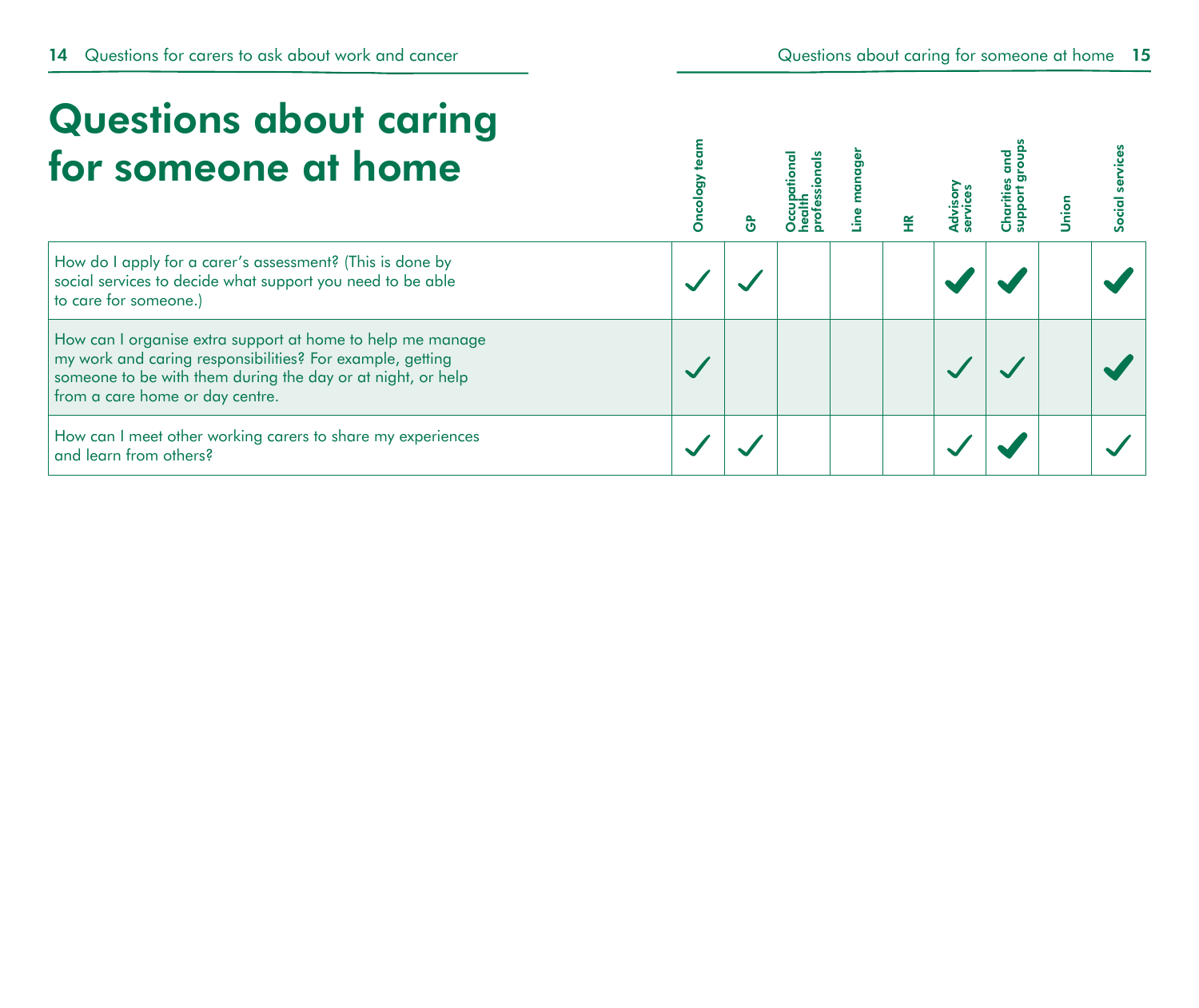# Questions about caring for someone at home

| Question | Oncology team | GP | Occupational health professionals | Line manager | HR | Advisory services | Charities and support groups | Union | Social services |
|---|---|---|---|---|---|---|---|---|---|
| How do I apply for a carer's assessment? (This is done by social services to decide what support you need to be able to care for someone.) | ✓ | ✓ | | | | ✔ | ✔ | | ✔ |
| How can I organise extra support at home to help me manage my work and caring responsibilities? For example, getting someone to be with them during the day or at night, or help from a care home or day centre. | ✓ | | | | | ✓ | ✓ | | ✔ |
| How can I meet other working carers to share my experiences and learn from others? | ✓ | ✓ | | | | ✓ | ✔ | | ✓ |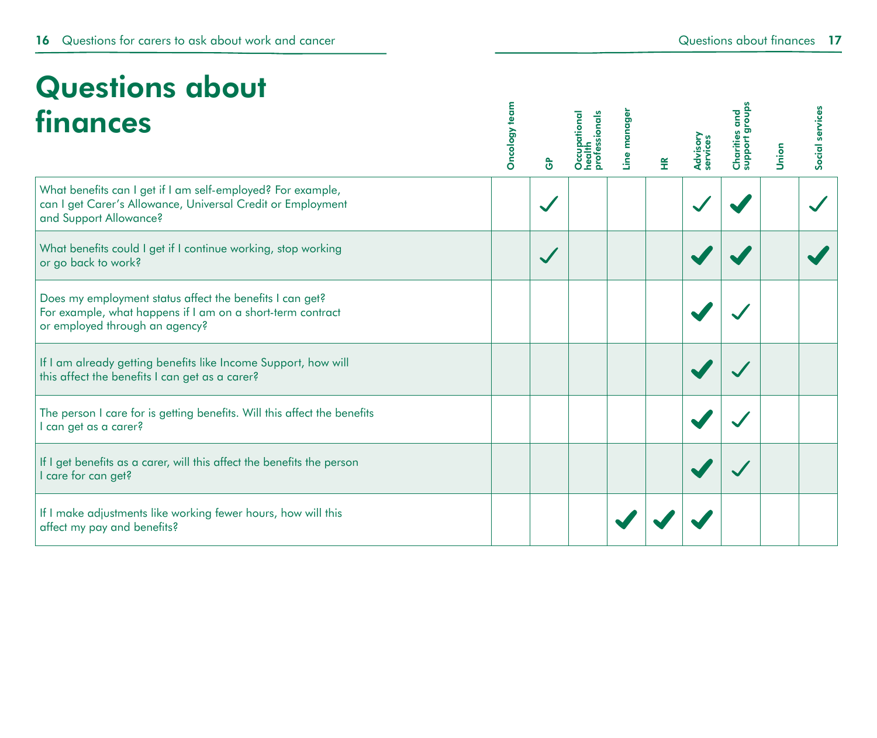# Questions about finances

| | Oncology team | GP | Occupational health professionals | Line manager | HR | Advisory services | Charities and support groups | Union | Social services |
|---|---|---|---|---|---|---|---|---|---|
| What benefits can I get if I am self-employed? For example, can I get Carer's Allowance, Universal Credit or Employment and Support Allowance? | | ✓ | | | | ✓ | ✓ | | ✓ |
| What benefits could I get if I continue working, stop working or go back to work? | | ✓ | | | | ✓ | ✓ | | ✓ |
| Does my employment status affect the benefits I can get? For example, what happens if I am on a short-term contract or employed through an agency? | | | | | | ✓ | ✓ | | |
| If I am already getting benefits like Income Support, how will this affect the benefits I can get as a carer? | | | | | | ✓ | ✓ | | |
| The person I care for is getting benefits. Will this affect the benefits I can get as a carer? | | | | | | ✓ | ✓ | | |
| If I get benefits as a carer, will this affect the benefits the person I care for can get? | | | | | | ✓ | ✓ | | |
| If I make adjustments like working fewer hours, how will this affect my pay and benefits? | | | | ✓ | ✓ | ✓ | | | |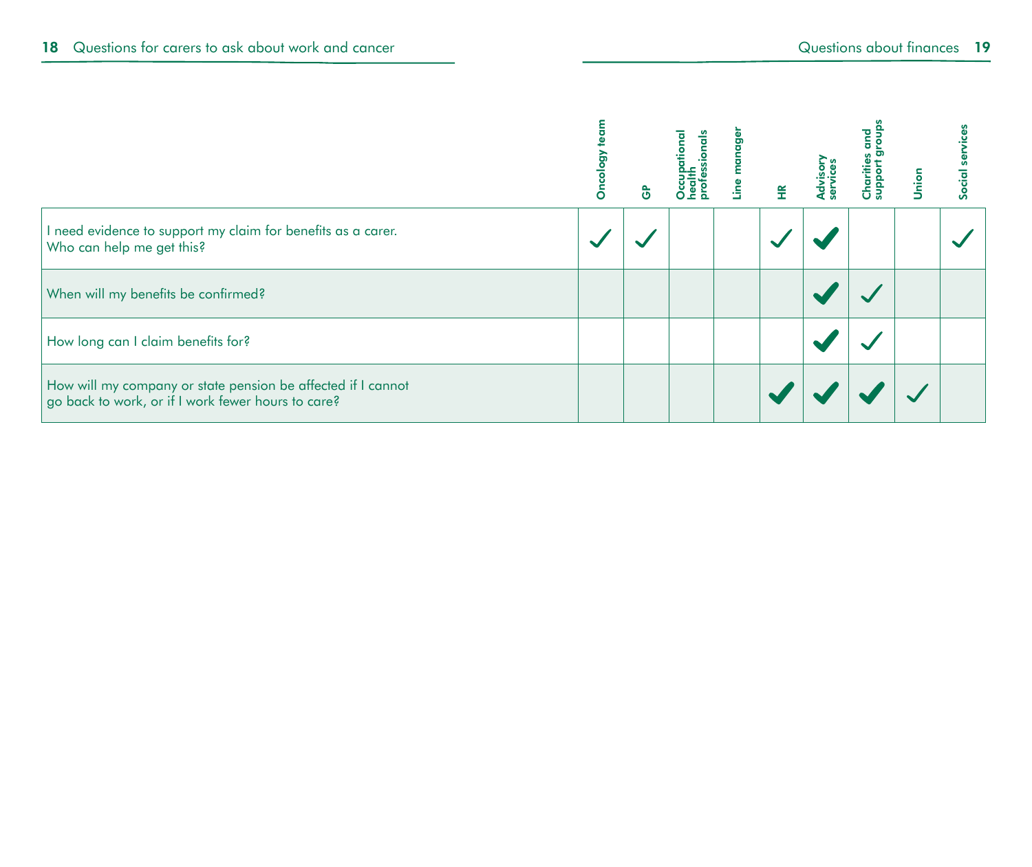| | Oncology team | GP | Occupational health professionals | Line manager | HR | Advisory services | Charities and support groups | Union | Social services |
|---|---|---|---|---|---|---|---|---|---|
| I need evidence to support my claim for benefits as a carer. Who can help me get this? | ✓ | ✓ | | | ✓ | ✓ | | | ✓ |
| When will my benefits be confirmed? | | | | | | ✓ | ✓ | | |
| How long can I claim benefits for? | | | | | | ✓ | ✓ | | |
| How will my company or state pension be affected if I cannot go back to work, or if I work fewer hours to care? | | | | | ✓ | ✓ | ✓ | ✓ | |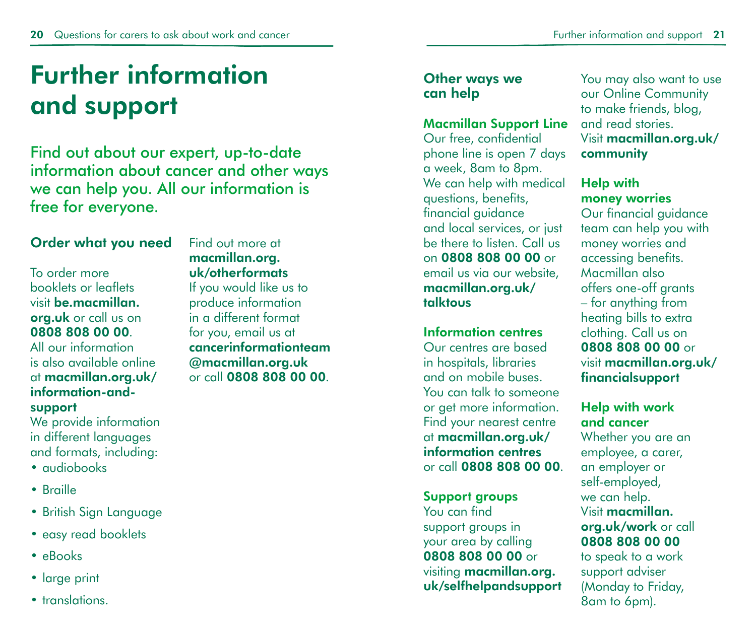# Further information and support

Find out about our expert, up-to-date information about cancer and other ways we can help you. All our information is free for everyone.

### Order what you need

To order more booklets or leaflets visit **be.macmillan.org.uk** or call us on **0808 808 00 00**. All our information is also available online at **macmillan.org.uk/information-and-support**

We provide information in different languages and formats, including:

- audiobooks
- Braille
- British Sign Language
- easy read booklets
- eBooks
- large print
- translations.

Find out more at **macmillan.org.uk/otherformats**

If you would like us to produce information in a different format for you, email us at **cancerinformationteam@macmillan.org.uk** or call **0808 808 00 00**.

### Other ways we can help

#### Macmillan Support Line

Our free, confidential phone line is open 7 days a week, 8am to 8pm. We can help with medical questions, benefits, financial guidance and local services, or just be there to listen. Call us on **0808 808 00 00** or email us via our website, **macmillan.org.uk/talktous**

#### Information centres

Our centres are based in hospitals, libraries and on mobile buses. You can talk to someone or get more information. Find your nearest centre at **macmillan.org.uk/information centres** or call **0808 808 00 00**.

#### Support groups

You can find support groups in your area by calling **0808 808 00 00** or visiting **macmillan.org.uk/selfhelpandsupport**

You may also want to use our Online Community to make friends, blog, and read stories. Visit **macmillan.org.uk/community**

#### Help with money worries

Our financial guidance team can help you with money worries and accessing benefits. Macmillan also offers one-off grants – for anything from heating bills to extra clothing. Call us on **0808 808 00 00** or visit **macmillan.org.uk/financialsupport**

#### Help with work and cancer

Whether you are an employee, a carer, an employer or self-employed, we can help. Visit **macmillan.org.uk/work** or call **0808 808 00 00** to speak to a work support adviser (Monday to Friday, 8am to 6pm).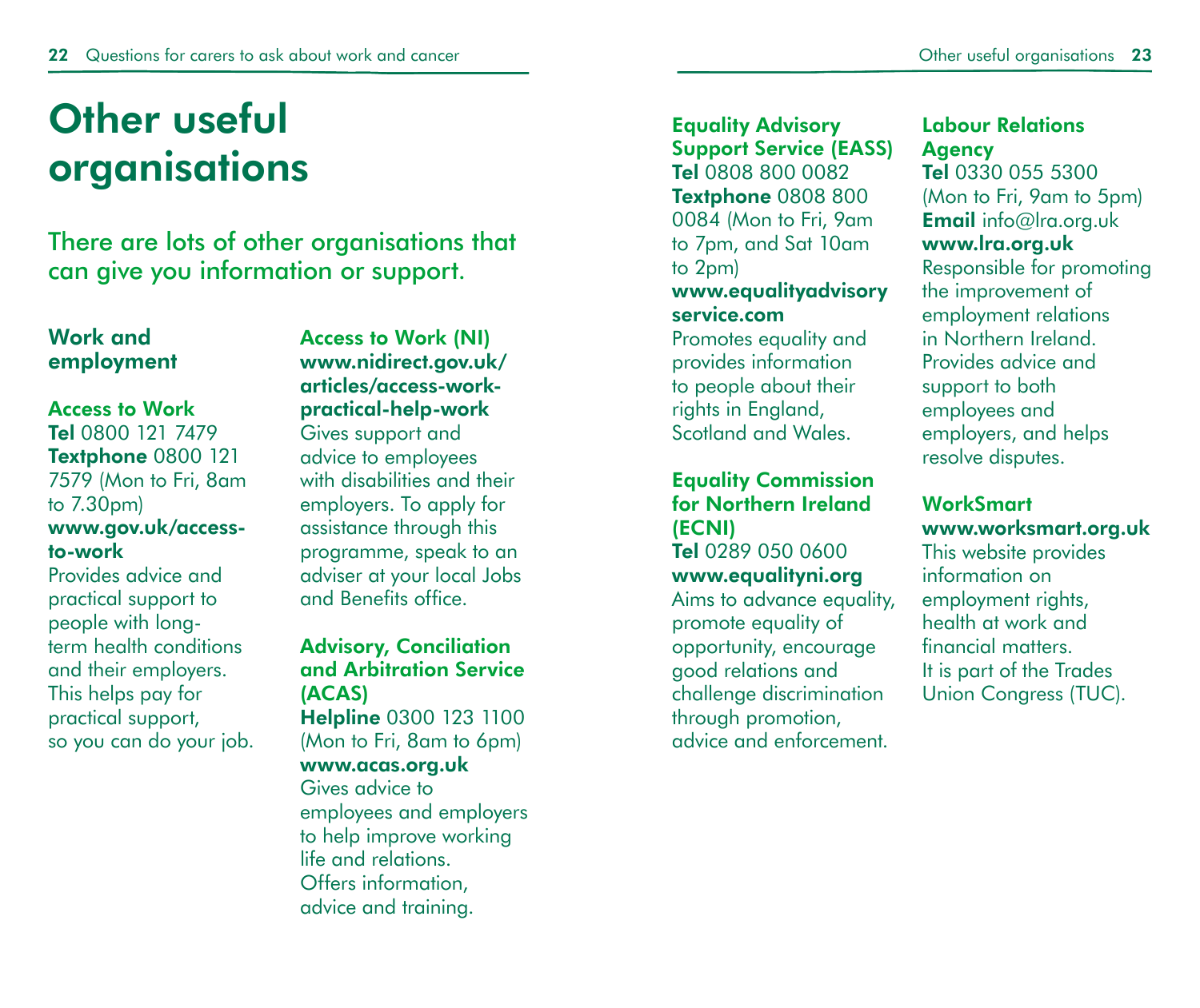# Other useful organisations

There are lots of other organisations that can give you information or support.

## Work and employment

### Access to Work

**Tel** 0800 121 7479
**Textphone** 0800 121 7579 (Mon to Fri, 8am to 7.30pm)
**www.gov.uk/access-to-work**

Provides advice and practical support to people with long-term health conditions and their employers. This helps pay for practical support, so you can do your job.

### Access to Work (NI)

**www.nidirect.gov.uk/articles/access-work-practical-help-work**

Gives support and advice to employees with disabilities and their employers. To apply for assistance through this programme, speak to an adviser at your local Jobs and Benefits office.

### Advisory, Conciliation and Arbitration Service (ACAS)

**Helpline** 0300 123 1100 (Mon to Fri, 8am to 6pm)
**www.acas.org.uk**

Gives advice to employees and employers to help improve working life and relations. Offers information, advice and training.

### Equality Advisory Support Service (EASS)

**Tel** 0808 800 0082
**Textphone** 0808 800 0084 (Mon to Fri, 9am to 7pm, and Sat 10am to 2pm)
**www.equalityadvisoryservice.com**

Promotes equality and provides information to people about their rights in England, Scotland and Wales.

### Equality Commission for Northern Ireland (ECNI)

**Tel** 0289 050 0600
**www.equalityni.org**

Aims to advance equality, promote equality of opportunity, encourage good relations and challenge discrimination through promotion, advice and enforcement.

### Labour Relations Agency

**Tel** 0330 055 5300 (Mon to Fri, 9am to 5pm)
**Email** info@lra.org.uk
**www.lra.org.uk**

Responsible for promoting the improvement of employment relations in Northern Ireland. Provides advice and support to both employees and employers, and helps resolve disputes.

### WorkSmart

**www.worksmart.org.uk**

This website provides information on employment rights, health at work and financial matters. It is part of the Trades Union Congress (TUC).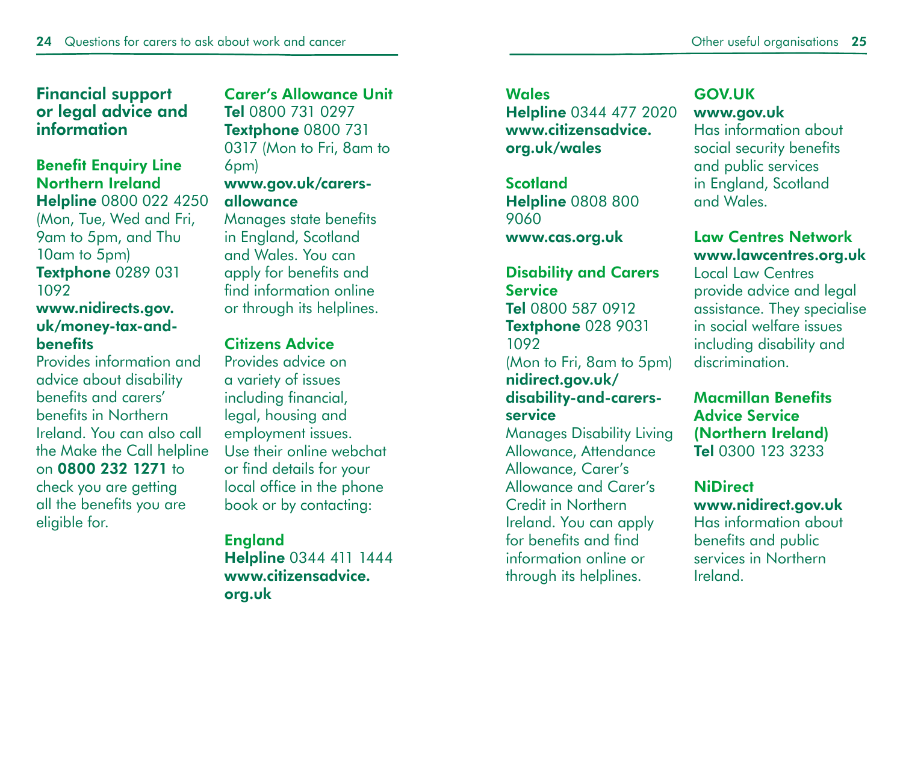## Financial support or legal advice and information

### Benefit Enquiry Line Northern Ireland

**Helpline** 0800 022 4250 (Mon, Tue, Wed and Fri, 9am to 5pm, and Thu 10am to 5pm)
**Textphone** 0289 031 1092
**www.nidirects.gov.uk/money-tax-and-benefits**
Provides information and advice about disability benefits and carers' benefits in Northern Ireland. You can also call the Make the Call helpline on **0800 232 1271** to check you are getting all the benefits you are eligible for.

### Carer's Allowance Unit

**Tel** 0800 731 0297
**Textphone** 0800 731 0317 (Mon to Fri, 8am to 6pm)
**www.gov.uk/carers-allowance**
Manages state benefits in England, Scotland and Wales. You can apply for benefits and find information online or through its helplines.

### Citizens Advice

Provides advice on a variety of issues including financial, legal, housing and employment issues. Use their online webchat or find details for your local office in the phone book or by contacting:

**England**
**Helpline** 0344 411 1444
**www.citizensadvice.org.uk**

**Wales**
**Helpline** 0344 477 2020
**www.citizensadvice.org.uk/wales**

**Scotland**
**Helpline** 0808 800 9060
**www.cas.org.uk**

### Disability and Carers Service

**Tel** 0800 587 0912
**Textphone** 028 9031 1092
(Mon to Fri, 8am to 5pm)
**nidirect.gov.uk/disability-and-carers-service**
Manages Disability Living Allowance, Attendance Allowance, Carer's Allowance and Carer's Credit in Northern Ireland. You can apply for benefits and find information online or through its helplines.

### GOV.UK

**www.gov.uk**
Has information about social security benefits and public services in England, Scotland and Wales.

### Law Centres Network

**www.lawcentres.org.uk**
Local Law Centres provide advice and legal assistance. They specialise in social welfare issues including disability and discrimination.

### Macmillan Benefits Advice Service (Northern Ireland)

**Tel** 0300 123 3233

### NiDirect

**www.nidirect.gov.uk**
Has information about benefits and public services in Northern Ireland.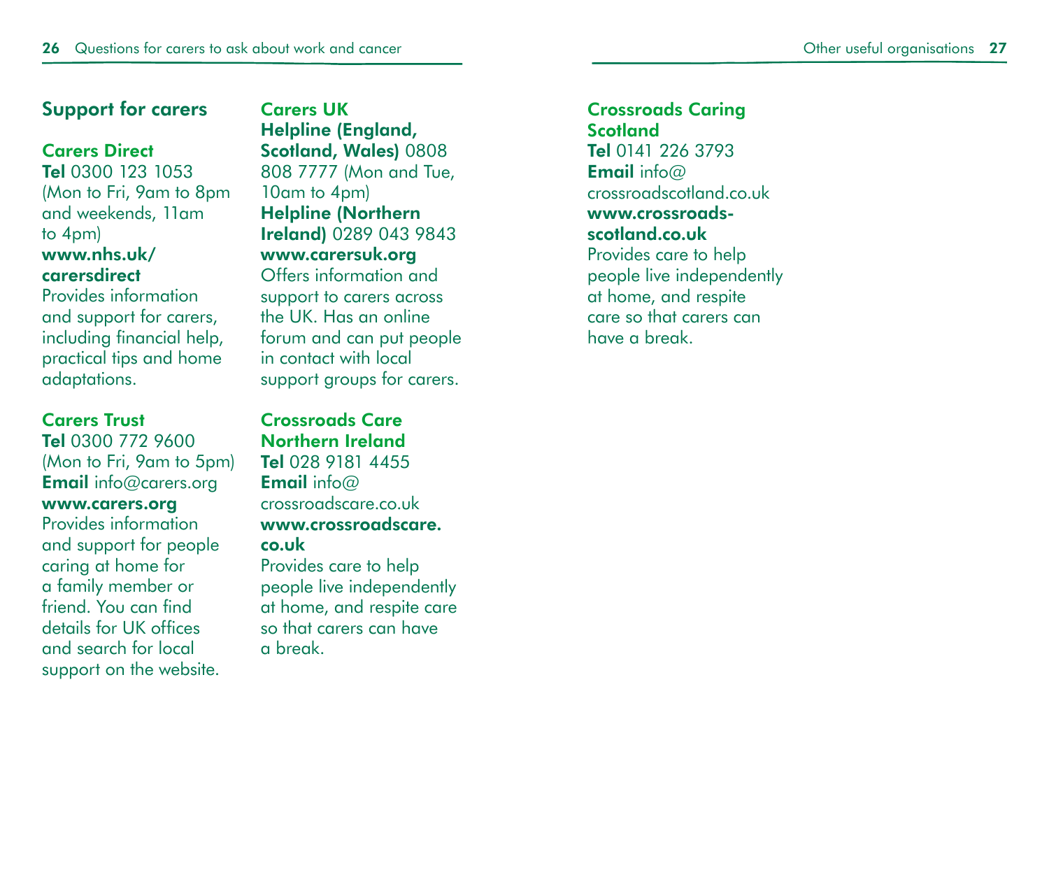## Support for carers

### Carers Direct

**Tel** 0300 123 1053 (Mon to Fri, 9am to 8pm and weekends, 11am to 4pm)

**www.nhs.uk/carersdirect**

Provides information and support for carers, including financial help, practical tips and home adaptations.

### Carers Trust

**Tel** 0300 772 9600 (Mon to Fri, 9am to 5pm)

**Email** info@carers.org

**www.carers.org**

Provides information and support for people caring at home for a family member or friend. You can find details for UK offices and search for local support on the website.

### Carers UK

**Helpline (England, Scotland, Wales)** 0808 808 7777 (Mon and Tue, 10am to 4pm)

**Helpline (Northern Ireland)** 0289 043 9843

**www.carersuk.org**

Offers information and support to carers across the UK. Has an online forum and can put people in contact with local support groups for carers.

### Crossroads Care Northern Ireland

**Tel** 028 9181 4455

**Email** info@crossroadscare.co.uk

**www.crossroadscare.co.uk**

Provides care to help people live independently at home, and respite care so that carers can have a break.

### Crossroads Caring Scotland

**Tel** 0141 226 3793

**Email** info@crossroadscotland.co.uk

**www.crossroads-scotland.co.uk**

Provides care to help people live independently at home, and respite care so that carers can have a break.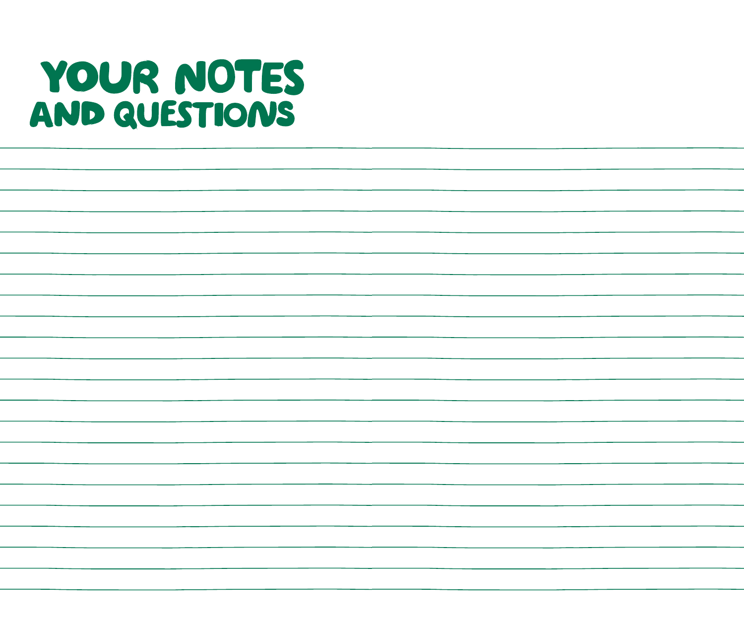# YOUR NOTES AND QUESTIONS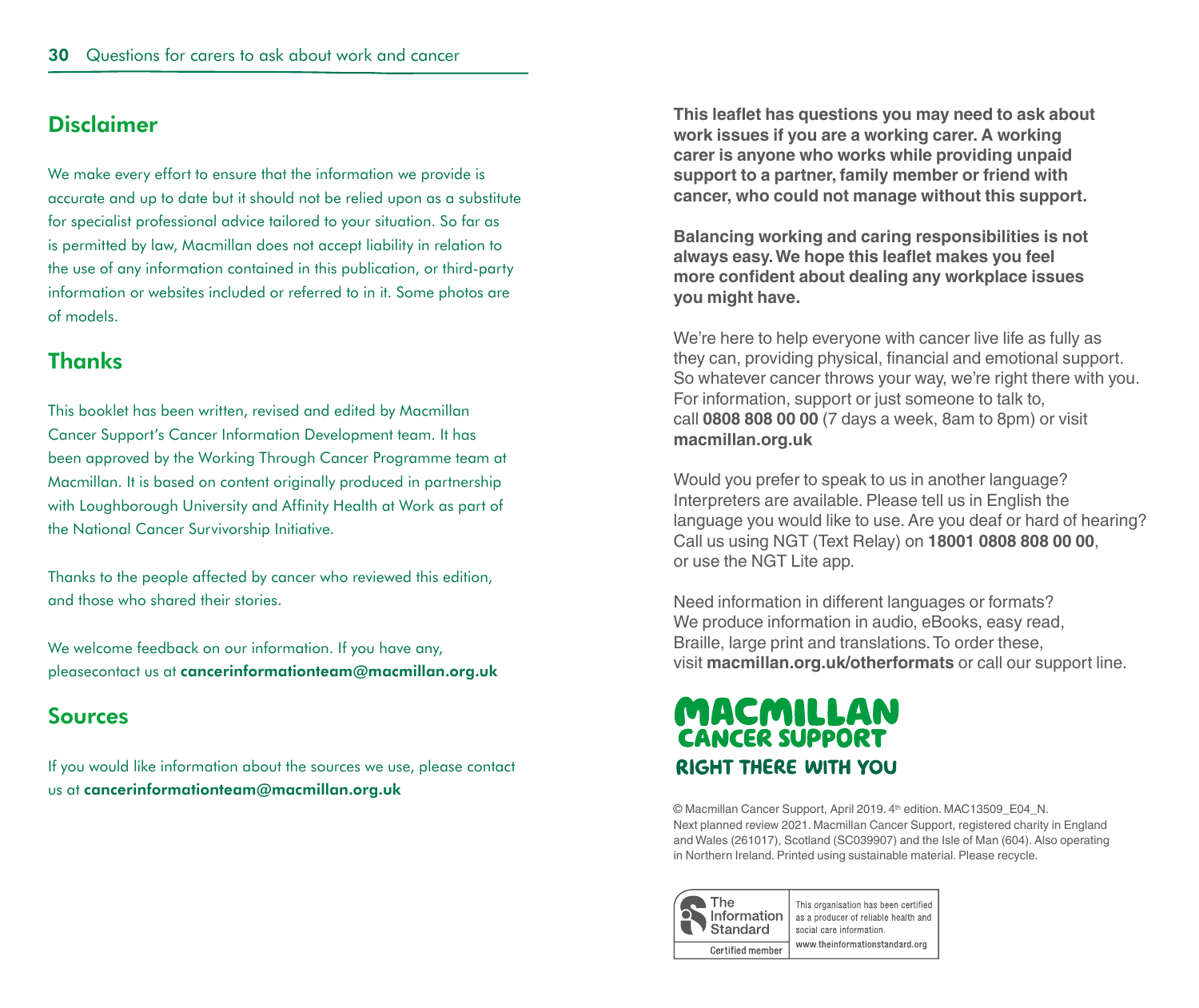## Disclaimer

We make every effort to ensure that the information we provide is accurate and up to date but it should not be relied upon as a substitute for specialist professional advice tailored to your situation. So far as is permitted by law, Macmillan does not accept liability in relation to the use of any information contained in this publication, or third-party information or websites included or referred to in it. Some photos are of models.

## Thanks

This booklet has been written, revised and edited by Macmillan Cancer Support's Cancer Information Development team. It has been approved by the Working Through Cancer Programme team at Macmillan. It is based on content originally produced in partnership with Loughborough University and Affinity Health at Work as part of the National Cancer Survivorship Initiative.

Thanks to the people affected by cancer who reviewed this edition, and those who shared their stories.

We welcome feedback on our information. If you have any, pleasecontact us at **cancerinformationteam@macmillan.org.uk**

## Sources

If you would like information about the sources we use, please contact us at **cancerinformationteam@macmillan.org.uk**

**This leaflet has questions you may need to ask about work issues if you are a working carer. A working carer is anyone who works while providing unpaid support to a partner, family member or friend with cancer, who could not manage without this support.**

**Balancing working and caring responsibilities is not always easy. We hope this leaflet makes you feel more confident about dealing any workplace issues you might have.**

We're here to help everyone with cancer live life as fully as they can, providing physical, financial and emotional support. So whatever cancer throws your way, we're right there with you. For information, support or just someone to talk to, call **0808 808 00 00** (7 days a week, 8am to 8pm) or visit **macmillan.org.uk**

Would you prefer to speak to us in another language? Interpreters are available. Please tell us in English the language you would like to use. Are you deaf or hard of hearing? Call us using NGT (Text Relay) on **18001 0808 808 00 00**, or use the NGT Lite app.

Need information in different languages or formats? We produce information in audio, eBooks, easy read, Braille, large print and translations. To order these, visit **macmillan.org.uk/otherformats** or call our support line.

MACMILLAN CANCER SUPPORT
RIGHT THERE WITH YOU

© Macmillan Cancer Support, April 2019. 4th edition. MAC13509_E04_N. Next planned review 2021. Macmillan Cancer Support, registered charity in England and Wales (261017), Scotland (SC039907) and the Isle of Man (604). Also operating in Northern Ireland. Printed using sustainable material. Please recycle.

The Information Standard
Certified member

This organisation has been certified as a producer of reliable health and social care information.
www.theinformationstandard.org